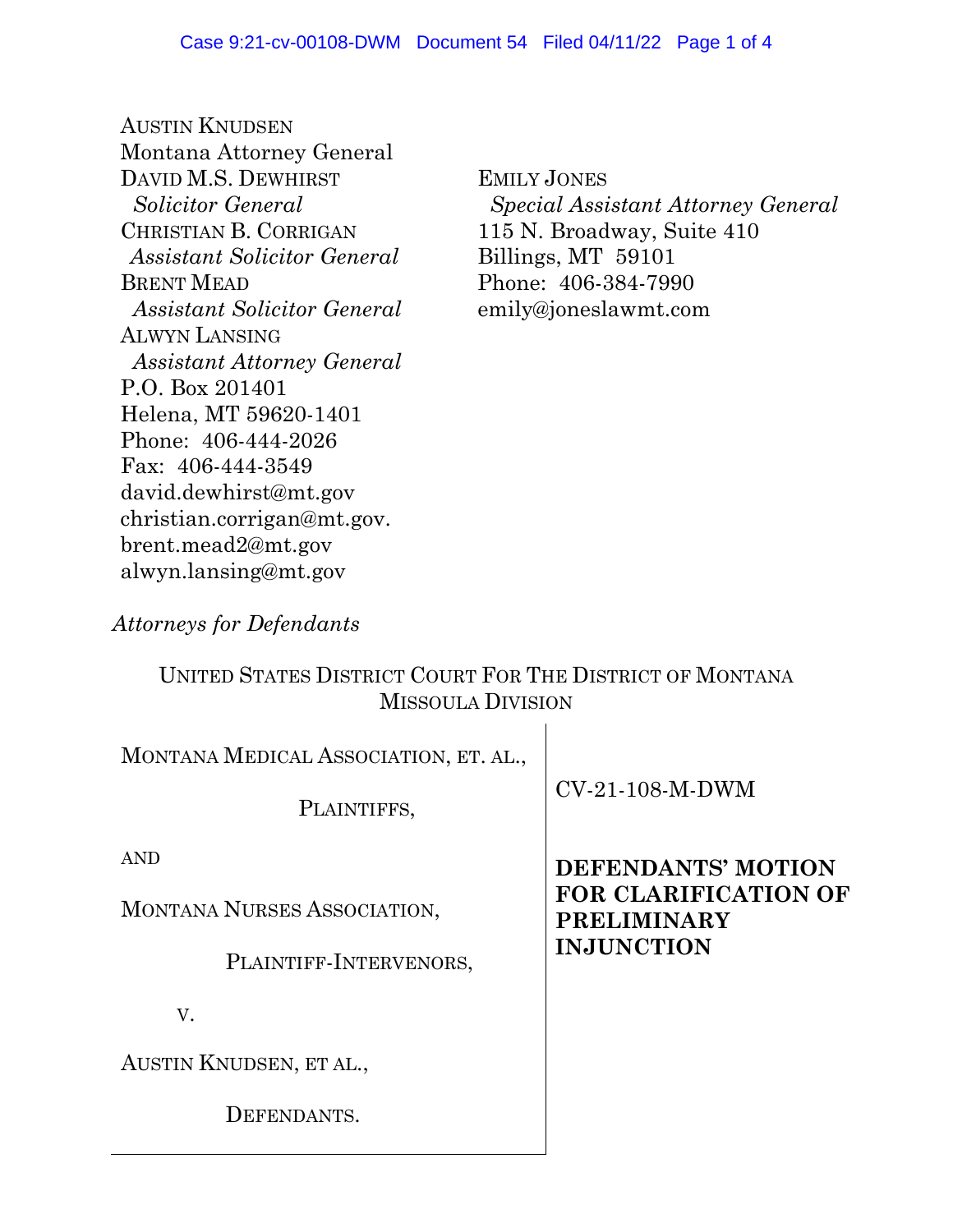AUSTIN KNUDSEN
Montana Attorney General
DAVID M.S. DEWHIRST
*Solicitor General*
CHRISTIAN B. CORRIGAN
*Assistant Solicitor General*
BRENT MEAD
*Assistant Solicitor General*
ALWYN LANSING
*Assistant Attorney General*
P.O. Box 201401
Helena, MT 59620-1401
Phone: 406-444-2026
Fax: 406-444-3549
david.dewhirst@mt.gov
christian.corrigan@mt.gov.
brent.mead2@mt.gov
alwyn.lansing@mt.gov

EMILY JONES
*Special Assistant Attorney General*
115 N. Broadway, Suite 410
Billings, MT 59101
Phone: 406-384-7990
emily@joneslawmt.com

*Attorneys for Defendants*

UNITED STATES DISTRICT COURT FOR THE DISTRICT OF MONTANA
MISSOULA DIVISION

MONTANA MEDICAL ASSOCIATION, ET. AL.,

PLAINTIFFS,

AND

MONTANA NURSES ASSOCIATION,

PLAINTIFF-INTERVENORS,

V.

AUSTIN KNUDSEN, ET AL.,

DEFENDANTS.

CV-21-108-M-DWM

**DEFENDANTS' MOTION FOR CLARIFICATION OF PRELIMINARY INJUNCTION**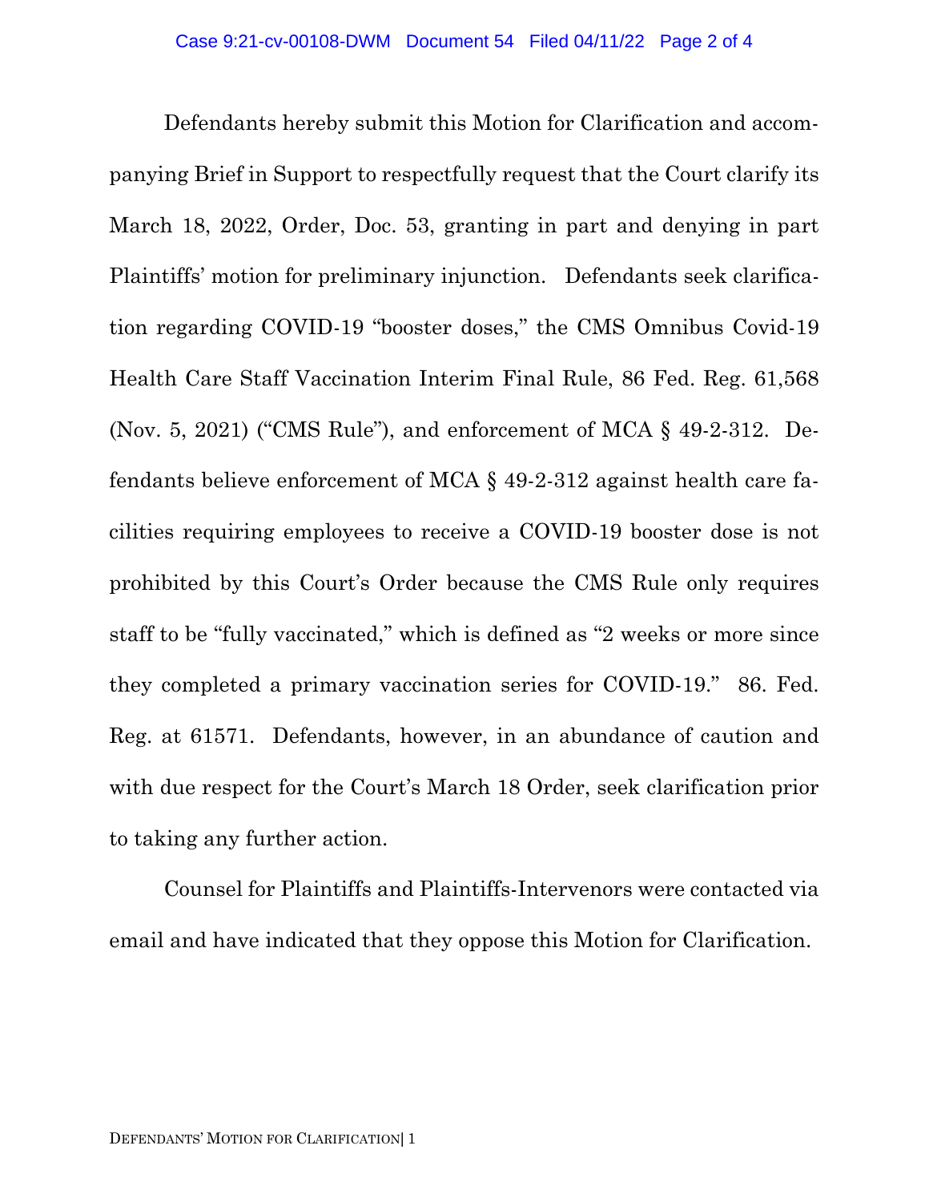Defendants hereby submit this Motion for Clarification and accompanying Brief in Support to respectfully request that the Court clarify its March 18, 2022, Order, Doc. 53, granting in part and denying in part Plaintiffs' motion for preliminary injunction. Defendants seek clarification regarding COVID-19 "booster doses," the CMS Omnibus Covid-19 Health Care Staff Vaccination Interim Final Rule, 86 Fed. Reg. 61,568 (Nov. 5, 2021) ("CMS Rule"), and enforcement of MCA § 49-2-312. Defendants believe enforcement of MCA § 49-2-312 against health care facilities requiring employees to receive a COVID-19 booster dose is not prohibited by this Court's Order because the CMS Rule only requires staff to be "fully vaccinated," which is defined as "2 weeks or more since they completed a primary vaccination series for COVID-19." 86. Fed. Reg. at 61571. Defendants, however, in an abundance of caution and with due respect for the Court's March 18 Order, seek clarification prior to taking any further action.

Counsel for Plaintiffs and Plaintiffs-Intervenors were contacted via email and have indicated that they oppose this Motion for Clarification.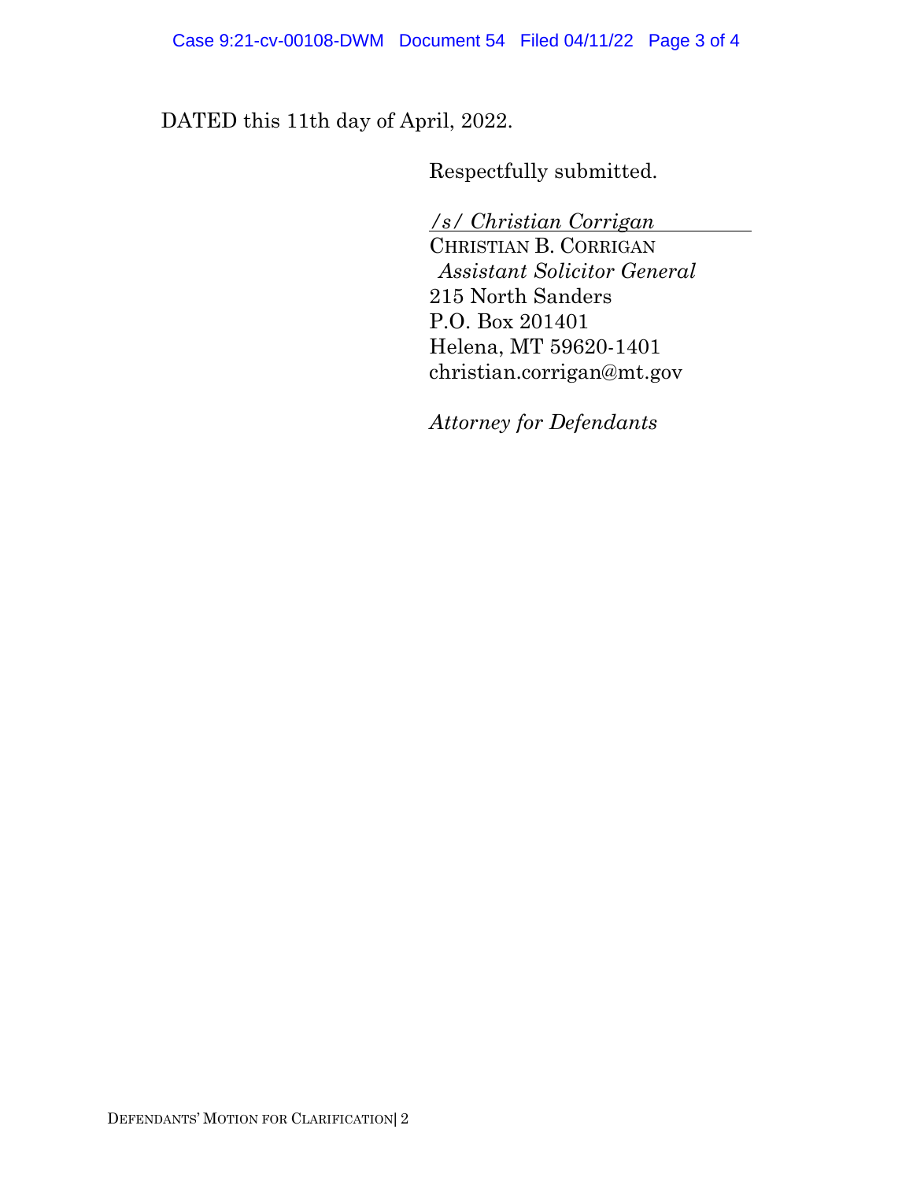DATED this 11th day of April, 2022.

Respectfully submitted.

*/s/ Christian Corrigan*
CHRISTIAN B. CORRIGAN
*Assistant Solicitor General*
215 North Sanders
P.O. Box 201401
Helena, MT 59620-1401
christian.corrigan@mt.gov

*Attorney for Defendants*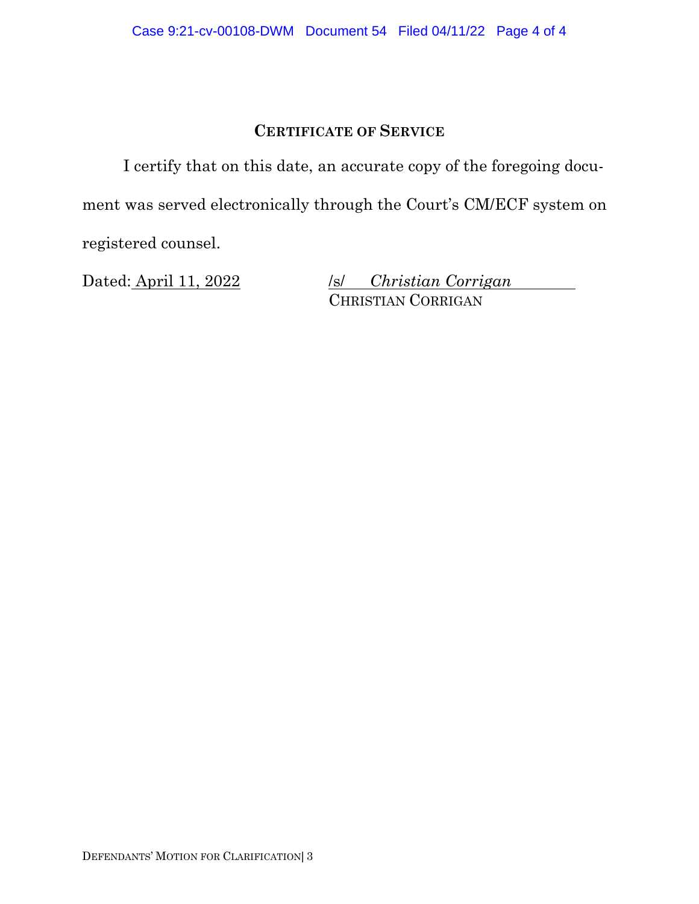## CERTIFICATE OF SERVICE

I certify that on this date, an accurate copy of the foregoing document was served electronically through the Court's CM/ECF system on registered counsel.

Dated: April 11, 2022

/s/ *Christian Corrigan*
CHRISTIAN CORRIGAN